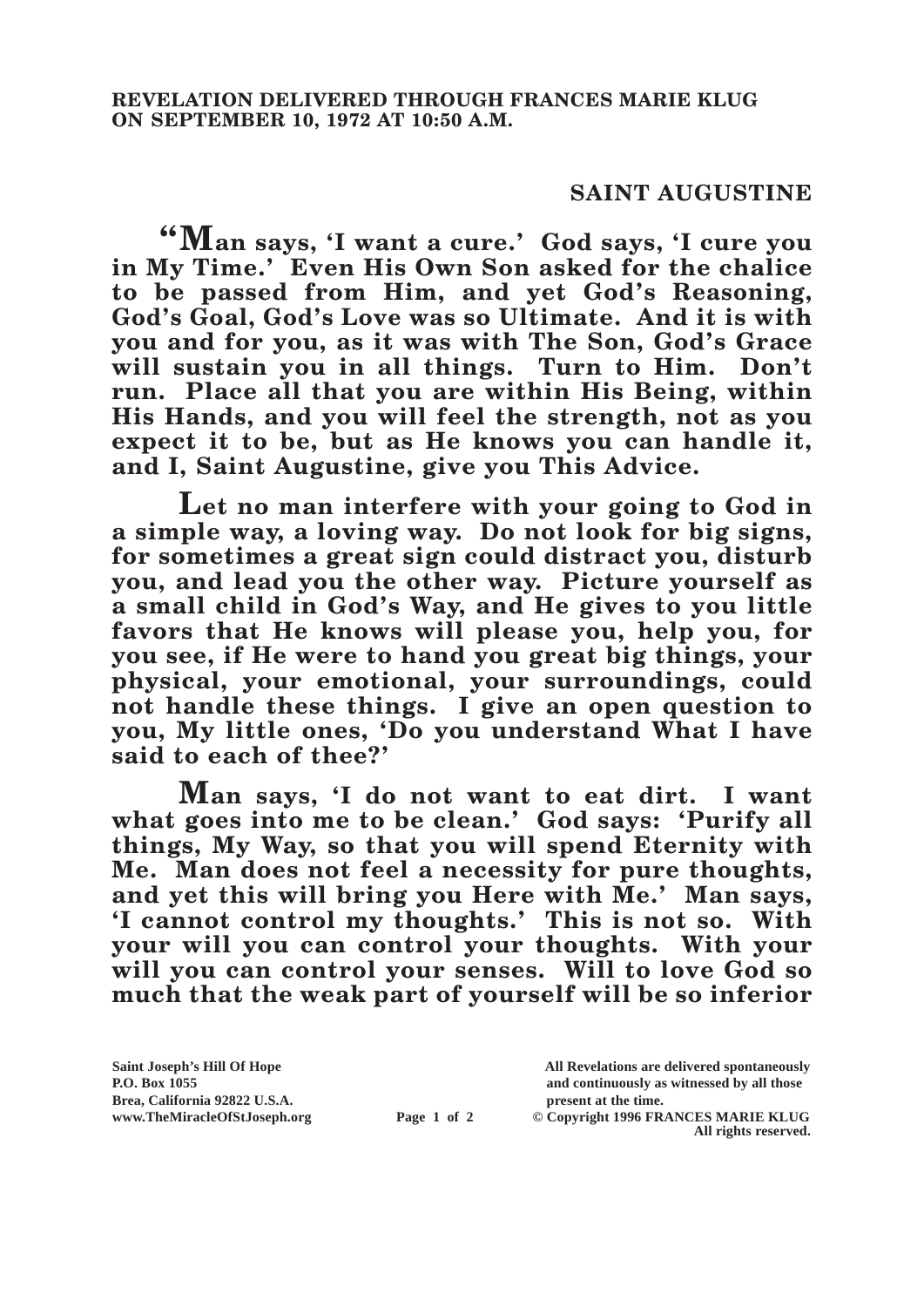**REVELATION DELIVERED THROUGH FRANCES MARIE KLUG ON SEPTEMBER 10, 1972 AT 10:50 A.M.**

## SAINT AUGUSTINE

**"Man says, 'I want a cure.' God says, 'I cure you in My Time.' Even His Own Son asked for the chalice to be passed from Him, and yet God's Reasoning, God's Goal, God's Love was so Ultimate. And it is with you and for you, as it was with The Son, God's Grace will sustain you in all things. Turn to Him. Don't run. Place all that you are within His Being, within His Hands, and you will feel the strength, not as you expect it to be, but as He knows you can handle it, and I, Saint Augustine, give you This Advice.**

**Let no man interfere with your going to God in a simple way, a loving way. Do not look for big signs, for sometimes a great sign could distract you, disturb you, and lead you the other way. Picture yourself as a small child in God's Way, and He gives to you little favors that He knows will please you, help you, for you see, if He were to hand you great big things, your physical, your emotional, your surroundings, could not handle these things. I give an open question to you, My little ones, 'Do you understand What I have said to each of thee?'**

**Man says, 'I do not want to eat dirt. I want what goes into me to be clean.' God says: 'Purify all things, My Way, so that you will spend Eternity with Me. Man does not feel a necessity for pure thoughts, and yet this will bring you Here with Me.' Man says, 'I cannot control my thoughts.' This is not so. With your will you can control your thoughts. With your will you can control your senses. Will to love God so much that the weak part of yourself will be so inferior**

**Saint Joseph's Hill Of Hope**
**P.O. Box 1055**
**Brea, California 92822 U.S.A.**
**www.TheMiracleOfStJoseph.org**

**All Revelations are delivered spontaneously and continuously as witnessed by all those present at the time.**
**© Copyright 1996 FRANCES MARIE KLUG**
**All rights reserved.**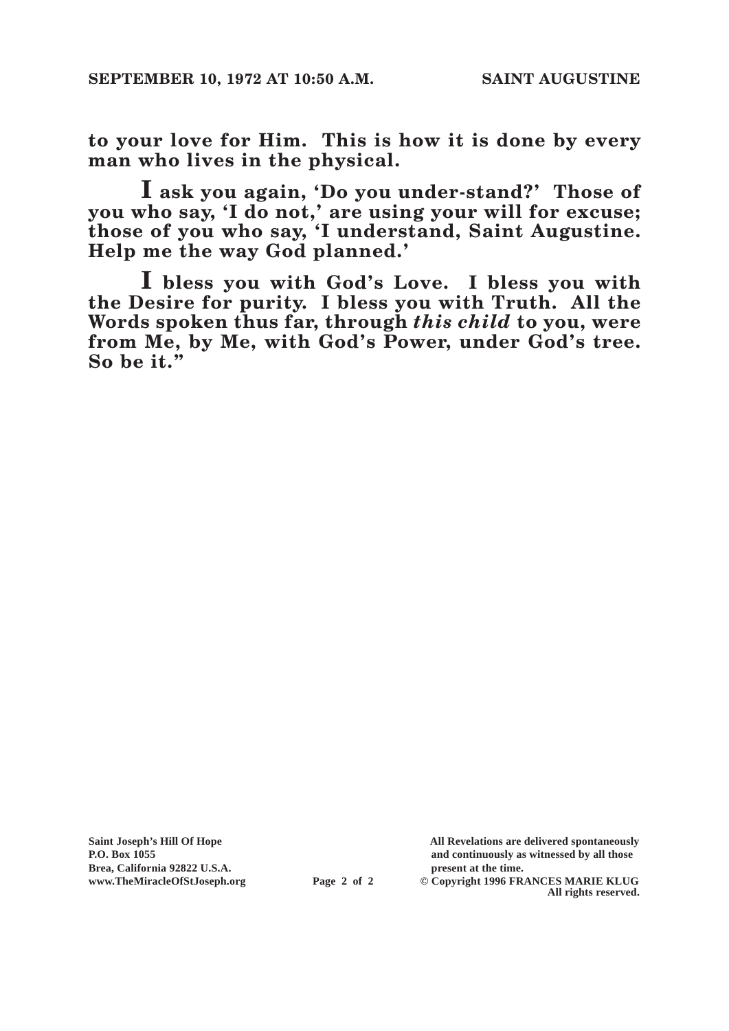**to your love for Him. This is how it is done by every man who lives in the physical.**

**I ask you again, 'Do you under-stand?' Those of you who say, 'I do not,' are using your will for excuse; those of you who say, 'I understand, Saint Augustine. Help me the way God planned.'**

**I bless you with God's Love. I bless you with the Desire for purity. I bless you with Truth. All the Words spoken thus far, through *this child* to you, were from Me, by Me, with God's Power, under God's tree. So be it."**

**Saint Joseph's Hill Of Hope**
**P.O. Box 1055**
**Brea, California 92822 U.S.A.**
**www.TheMiracleOfStJoseph.org**

**All Revelations are delivered spontaneously and continuously as witnessed by all those present at the time.**
**© Copyright 1996 FRANCES MARIE KLUG**
**All rights reserved.**